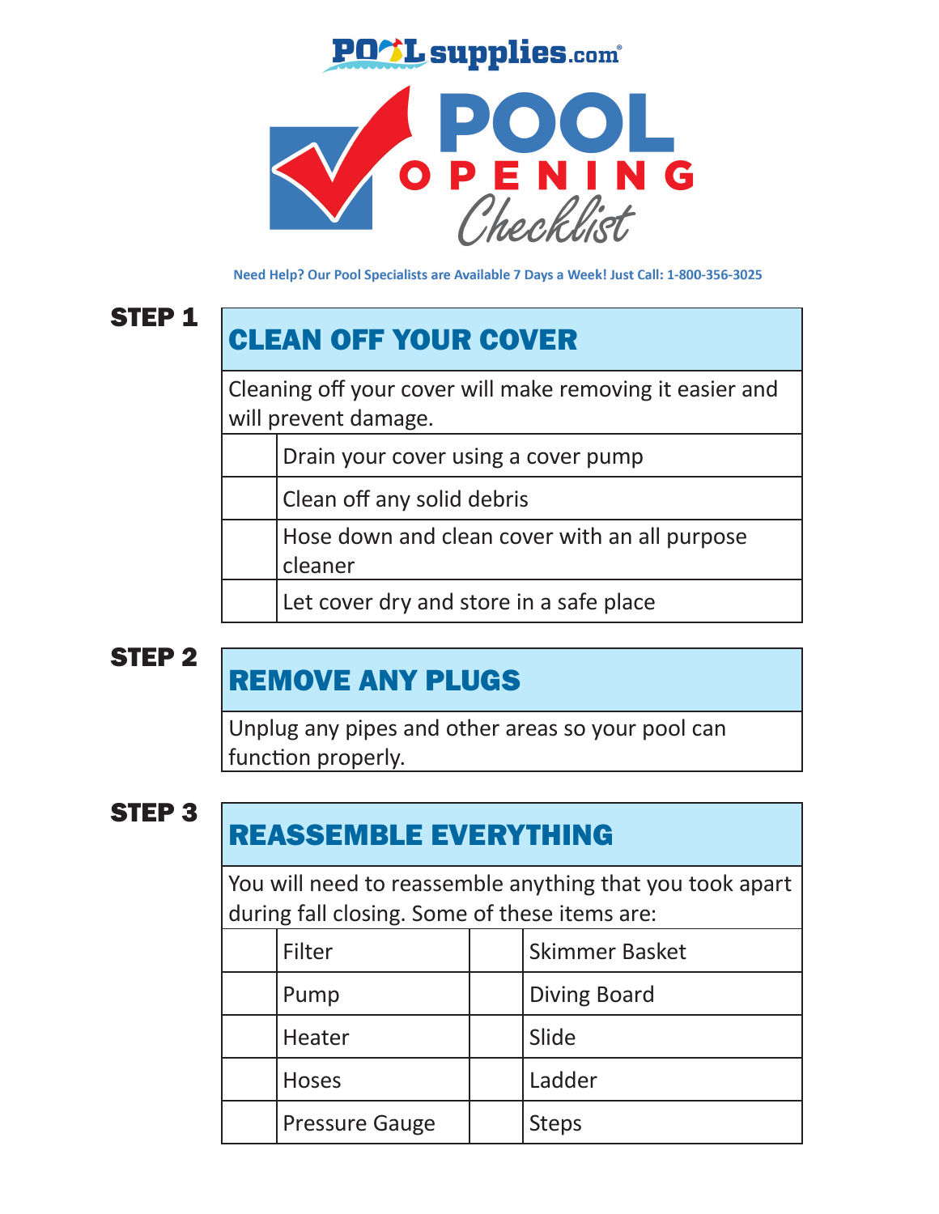POOLsupplies.com

# POOL OPENING Checklist

Need Help? Our Pool Specialists are Available 7 Days a Week! Just Call: 1-800-356-3025

## STEP 1

### CLEAN OFF YOUR COVER

Cleaning off your cover will make removing it easier and will prevent damage.

| | |
|---|---|
| | Drain your cover using a cover pump |
| | Clean off any solid debris |
| | Hose down and clean cover with an all purpose cleaner |
| | Let cover dry and store in a safe place |

## STEP 2

### REMOVE ANY PLUGS

Unplug any pipes and other areas so your pool can function properly.

## STEP 3

### REASSEMBLE EVERYTHING

You will need to reassemble anything that you took apart during fall closing. Some of these items are:

| | | | |
|---|---|---|---|
| | Filter | | Skimmer Basket |
| | Pump | | Diving Board |
| | Heater | | Slide |
| | Hoses | | Ladder |
| | Pressure Gauge | | Steps |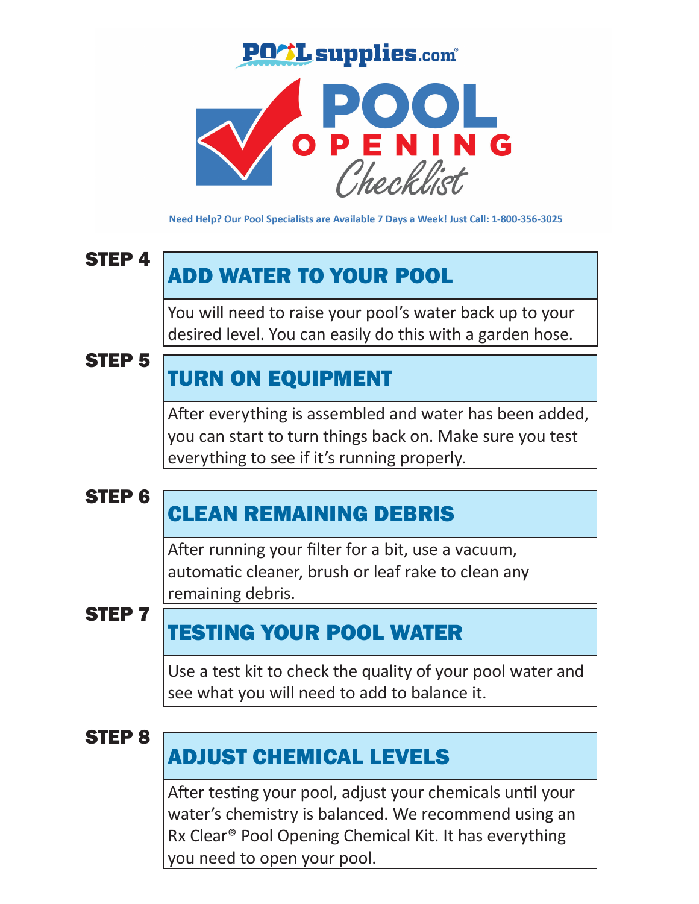POOLsupplies.com®

# POOL OPENING Checklist

Need Help? Our Pool Specialists are Available 7 Days a Week! Just Call: 1-800-356-3025

**STEP 4**

## ADD WATER TO YOUR POOL

You will need to raise your pool's water back up to your desired level. You can easily do this with a garden hose.

**STEP 5**

## TURN ON EQUIPMENT

After everything is assembled and water has been added, you can start to turn things back on. Make sure you test everything to see if it's running properly.

**STEP 6**

## CLEAN REMAINING DEBRIS

After running your filter for a bit, use a vacuum, automatic cleaner, brush or leaf rake to clean any remaining debris.

**STEP 7**

## TESTING YOUR POOL WATER

Use a test kit to check the quality of your pool water and see what you will need to add to balance it.

**STEP 8**

## ADJUST CHEMICAL LEVELS

After testing your pool, adjust your chemicals until your water's chemistry is balanced. We recommend using an Rx Clear® Pool Opening Chemical Kit. It has everything you need to open your pool.